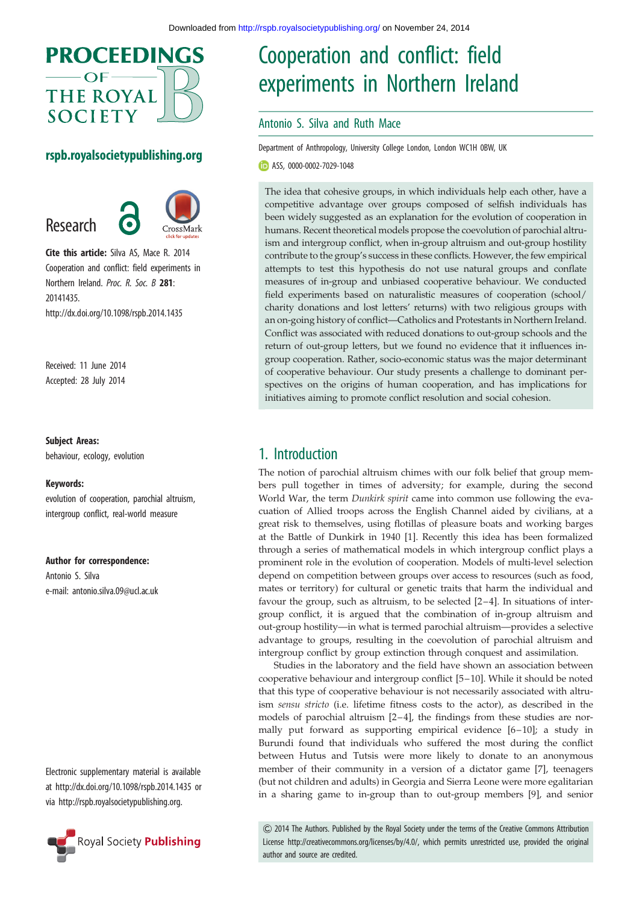# Cooperation and conflict: field experiments in Northern Ireland

Antonio S. Silva and Ruth Mace

Department of Anthropology, University College London, London WC1H 0BW, UK

ASS, 0000-0002-7029-1048

**Research**

**Cite this article:** Silva AS, Mace R. 2014 Cooperation and conflict: field experiments in Northern Ireland. *Proc. R. Soc. B* **281**: 20141435. http://dx.doi.org/10.1098/rspb.2014.1435

Received: 11 June 2014
Accepted: 28 July 2014

**Subject Areas:**
behaviour, ecology, evolution

**Keywords:**
evolution of cooperation, parochial altruism, intergroup conflict, real-world measure

**Author for correspondence:**
Antonio S. Silva
e-mail: antonio.silva.09@ucl.ac.uk

Electronic supplementary material is available at http://dx.doi.org/10.1098/rspb.2014.1435 or via http://rspb.royalsocietypublishing.org.

The idea that cohesive groups, in which individuals help each other, have a competitive advantage over groups composed of selfish individuals has been widely suggested as an explanation for the evolution of cooperation in humans. Recent theoretical models propose the coevolution of parochial altruism and intergroup conflict, when in-group altruism and out-group hostility contribute to the group's success in these conflicts. However, the few empirical attempts to test this hypothesis do not use natural groups and conflate measures of in-group and unbiased cooperative behaviour. We conducted field experiments based on naturalistic measures of cooperation (school/charity donations and lost letters' returns) with two religious groups with an on-going history of conflict—Catholics and Protestants in Northern Ireland. Conflict was associated with reduced donations to out-group schools and the return of out-group letters, but we found no evidence that it influences in-group cooperation. Rather, socio-economic status was the major determinant of cooperative behaviour. Our study presents a challenge to dominant perspectives on the origins of human cooperation, and has implications for initiatives aiming to promote conflict resolution and social cohesion.

## 1. Introduction

The notion of parochial altruism chimes with our folk belief that group members pull together in times of adversity; for example, during the second World War, the term *Dunkirk spirit* came into common use following the evacuation of Allied troops across the English Channel aided by civilians, at a great risk to themselves, using flotillas of pleasure boats and working barges at the Battle of Dunkirk in 1940 [1]. Recently this idea has been formalized through a series of mathematical models in which intergroup conflict plays a prominent role in the evolution of cooperation. Models of multi-level selection depend on competition between groups over access to resources (such as food, mates or territory) for cultural or genetic traits that harm the individual and favour the group, such as altruism, to be selected [2–4]. In situations of intergroup conflict, it is argued that the combination of in-group altruism and out-group hostility—in what is termed parochial altruism—provides a selective advantage to groups, resulting in the coevolution of parochial altruism and intergroup conflict by group extinction through conquest and assimilation.

Studies in the laboratory and the field have shown an association between cooperative behaviour and intergroup conflict [5–10]. While it should be noted that this type of cooperative behaviour is not necessarily associated with altruism *sensu stricto* (i.e. lifetime fitness costs to the actor), as described in the models of parochial altruism [2–4], the findings from these studies are normally put forward as supporting empirical evidence [6–10]; a study in Burundi found that individuals who suffered the most during the conflict between Hutus and Tutsis were more likely to donate to an anonymous member of their community in a version of a dictator game [7], teenagers (but not children and adults) in Georgia and Sierra Leone were more egalitarian in a sharing game to in-group than to out-group members [9], and senior

© 2014 The Authors. Published by the Royal Society under the terms of the Creative Commons Attribution License http://creativecommons.org/licenses/by/4.0/, which permits unrestricted use, provided the original author and source are credited.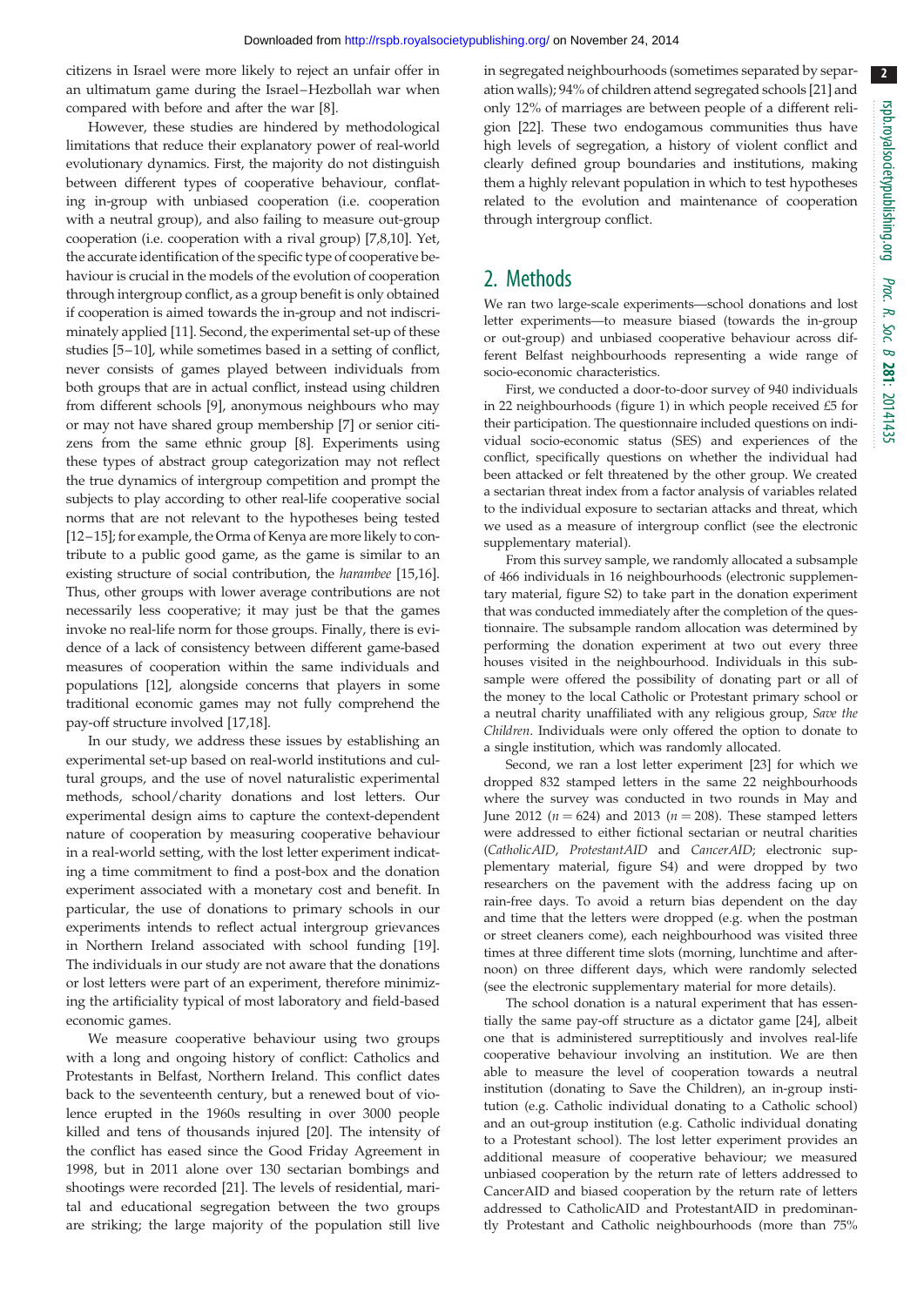citizens in Israel were more likely to reject an unfair offer in an ultimatum game during the Israel–Hezbollah war when compared with before and after the war [8].

However, these studies are hindered by methodological limitations that reduce their explanatory power of real-world evolutionary dynamics. First, the majority do not distinguish between different types of cooperative behaviour, conflating in-group with unbiased cooperation (i.e. cooperation with a neutral group), and also failing to measure out-group cooperation (i.e. cooperation with a rival group) [7,8,10]. Yet, the accurate identification of the specific type of cooperative behaviour is crucial in the models of the evolution of cooperation through intergroup conflict, as a group benefit is only obtained if cooperation is aimed towards the in-group and not indiscriminately applied [11]. Second, the experimental set-up of these studies [5–10], while sometimes based in a setting of conflict, never consists of games played between individuals from both groups that are in actual conflict, instead using children from different schools [9], anonymous neighbours who may or may not have shared group membership [7] or senior citizens from the same ethnic group [8]. Experiments using these types of abstract group categorization may not reflect the true dynamics of intergroup competition and prompt the subjects to play according to other real-life cooperative social norms that are not relevant to the hypotheses being tested [12–15]; for example, the Orma of Kenya are more likely to contribute to a public good game, as the game is similar to an existing structure of social contribution, the *harambee* [15,16]. Thus, other groups with lower average contributions are not necessarily less cooperative; it may just be that the games invoke no real-life norm for those groups. Finally, there is evidence of a lack of consistency between different game-based measures of cooperation within the same individuals and populations [12], alongside concerns that players in some traditional economic games may not fully comprehend the pay-off structure involved [17,18].

In our study, we address these issues by establishing an experimental set-up based on real-world institutions and cultural groups, and the use of novel naturalistic experimental methods, school/charity donations and lost letters. Our experimental design aims to capture the context-dependent nature of cooperation by measuring cooperative behaviour in a real-world setting, with the lost letter experiment indicating a time commitment to find a post-box and the donation experiment associated with a monetary cost and benefit. In particular, the use of donations to primary schools in our experiments intends to reflect actual intergroup grievances in Northern Ireland associated with school funding [19]. The individuals in our study are not aware that the donations or lost letters were part of an experiment, therefore minimizing the artificiality typical of most laboratory and field-based economic games.

We measure cooperative behaviour using two groups with a long and ongoing history of conflict: Catholics and Protestants in Belfast, Northern Ireland. This conflict dates back to the seventeenth century, but a renewed bout of violence erupted in the 1960s resulting in over 3000 people killed and tens of thousands injured [20]. The intensity of the conflict has eased since the Good Friday Agreement in 1998, but in 2011 alone over 130 sectarian bombings and shootings were recorded [21]. The levels of residential, marital and educational segregation between the two groups are striking; the large majority of the population still live in segregated neighbourhoods (sometimes separated by separation walls); 94% of children attend segregated schools [21] and only 12% of marriages are between people of a different religion [22]. These two endogamous communities thus have high levels of segregation, a history of violent conflict and clearly defined group boundaries and institutions, making them a highly relevant population in which to test hypotheses related to the evolution and maintenance of cooperation through intergroup conflict.

## 2. Methods

We ran two large-scale experiments—school donations and lost letter experiments—to measure biased (towards the in-group or out-group) and unbiased cooperative behaviour across different Belfast neighbourhoods representing a wide range of socio-economic characteristics.

First, we conducted a door-to-door survey of 940 individuals in 22 neighbourhoods (figure 1) in which people received £5 for their participation. The questionnaire included questions on individual socio-economic status (SES) and experiences of the conflict, specifically questions on whether the individual had been attacked or felt threatened by the other group. We created a sectarian threat index from a factor analysis of variables related to the individual exposure to sectarian attacks and threat, which we used as a measure of intergroup conflict (see the electronic supplementary material).

From this survey sample, we randomly allocated a subsample of 466 individuals in 16 neighbourhoods (electronic supplementary material, figure S2) to take part in the donation experiment that was conducted immediately after the completion of the questionnaire. The subsample random allocation was determined by performing the donation experiment at two out every three houses visited in the neighbourhood. Individuals in this subsample were offered the possibility of donating part or all of the money to the local Catholic or Protestant primary school or a neutral charity unaffiliated with any religious group, *Save the Children*. Individuals were only offered the option to donate to a single institution, which was randomly allocated.

Second, we ran a lost letter experiment [23] for which we dropped 832 stamped letters in the same 22 neighbourhoods where the survey was conducted in two rounds in May and June 2012 ($n = 624$) and 2013 ($n = 208$). These stamped letters were addressed to either fictional sectarian or neutral charities (*CatholicAID*, *ProtestantAID* and *CancerAID*; electronic supplementary material, figure S4) and were dropped by two researchers on the pavement with the address facing up on rain-free days. To avoid a return bias dependent on the day and time that the letters were dropped (e.g. when the postman or street cleaners come), each neighbourhood was visited three times at three different time slots (morning, lunchtime and afternoon) on three different days, which were randomly selected (see the electronic supplementary material for more details).

The school donation is a natural experiment that has essentially the same pay-off structure as a dictator game [24], albeit one that is administered surreptitiously and involves real-life cooperative behaviour involving an institution. We are then able to measure the level of cooperation towards a neutral institution (donating to Save the Children), an in-group institution (e.g. Catholic individual donating to a Catholic school) and an out-group institution (e.g. Catholic individual donating to a Protestant school). The lost letter experiment provides an additional measure of cooperative behaviour; we measured unbiased cooperation by the return rate of letters addressed to CancerAID and biased cooperation by the return rate of letters addressed to CatholicAID and ProtestantAID in predominantly Protestant and Catholic neighbourhoods (more than 75%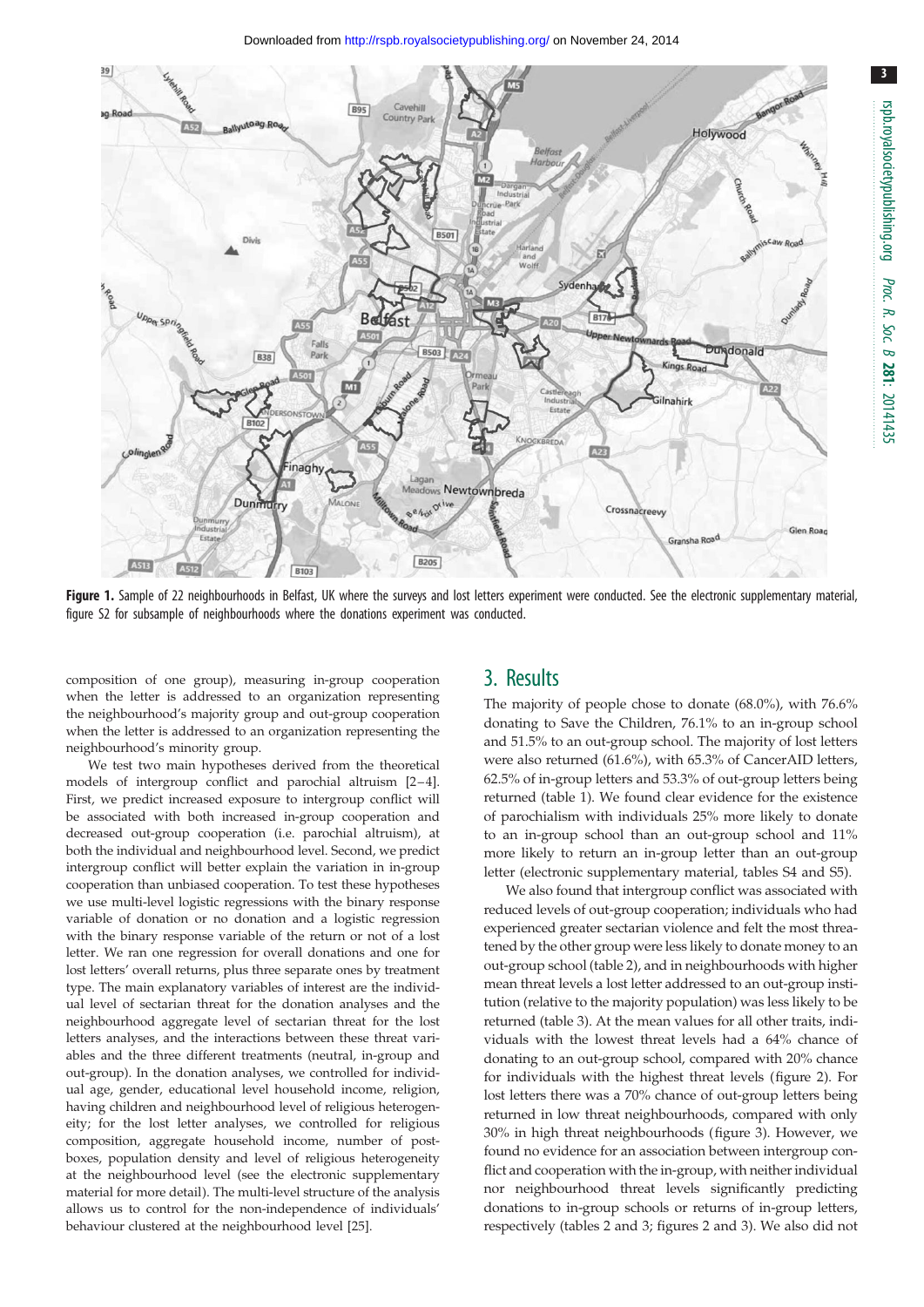Figure 1. Sample of 22 neighbourhoods in Belfast, UK where the surveys and lost letters experiment were conducted. See the electronic supplementary material, figure S2 for subsample of neighbourhoods where the donations experiment was conducted.

composition of one group), measuring in-group cooperation when the letter is addressed to an organization representing the neighbourhood's majority group and out-group cooperation when the letter is addressed to an organization representing the neighbourhood's minority group.

We test two main hypotheses derived from the theoretical models of intergroup conflict and parochial altruism [2–4]. First, we predict increased exposure to intergroup conflict will be associated with both increased in-group cooperation and decreased out-group cooperation (i.e. parochial altruism), at both the individual and neighbourhood level. Second, we predict intergroup conflict will better explain the variation in in-group cooperation than unbiased cooperation. To test these hypotheses we use multi-level logistic regressions with the binary response variable of donation or no donation and a logistic regression with the binary response variable of the return or not of a lost letter. We ran one regression for overall donations and one for lost letters' overall returns, plus three separate ones by treatment type. The main explanatory variables of interest are the individual level of sectarian threat for the donation analyses and the neighbourhood aggregate level of sectarian threat for the lost letters analyses, and the interactions between these threat variables and the three different treatments (neutral, in-group and out-group). In the donation analyses, we controlled for individual age, gender, educational level household income, religion, having children and neighbourhood level of religious heterogeneity; for the lost letter analyses, we controlled for religious composition, aggregate household income, number of post-boxes, population density and level of religious heterogeneity at the neighbourhood level (see the electronic supplementary material for more detail). The multi-level structure of the analysis allows us to control for the non-independence of individuals' behaviour clustered at the neighbourhood level [25].

## 3. Results

The majority of people chose to donate (68.0%), with 76.6% donating to Save the Children, 76.1% to an in-group school and 51.5% to an out-group school. The majority of lost letters were also returned (61.6%), with 65.3% of CancerAID letters, 62.5% of in-group letters and 53.3% of out-group letters being returned (table 1). We found clear evidence for the existence of parochialism with individuals 25% more likely to donate to an in-group school than an out-group school and 11% more likely to return an in-group letter than an out-group letter (electronic supplementary material, tables S4 and S5).

We also found that intergroup conflict was associated with reduced levels of out-group cooperation; individuals who had experienced greater sectarian violence and felt the most threatened by the other group were less likely to donate money to an out-group school (table 2), and in neighbourhoods with higher mean threat levels a lost letter addressed to an out-group institution (relative to the majority population) was less likely to be returned (table 3). At the mean values for all other traits, individuals with the lowest threat levels had a 64% chance of donating to an out-group school, compared with 20% chance for individuals with the highest threat levels (figure 2). For lost letters there was a 70% chance of out-group letters being returned in low threat neighbourhoods, compared with only 30% in high threat neighbourhoods (figure 3). However, we found no evidence for an association between intergroup conflict and cooperation with the in-group, with neither individual nor neighbourhood threat levels significantly predicting donations to in-group schools or returns of in-group letters, respectively (tables 2 and 3; figures 2 and 3). We also did not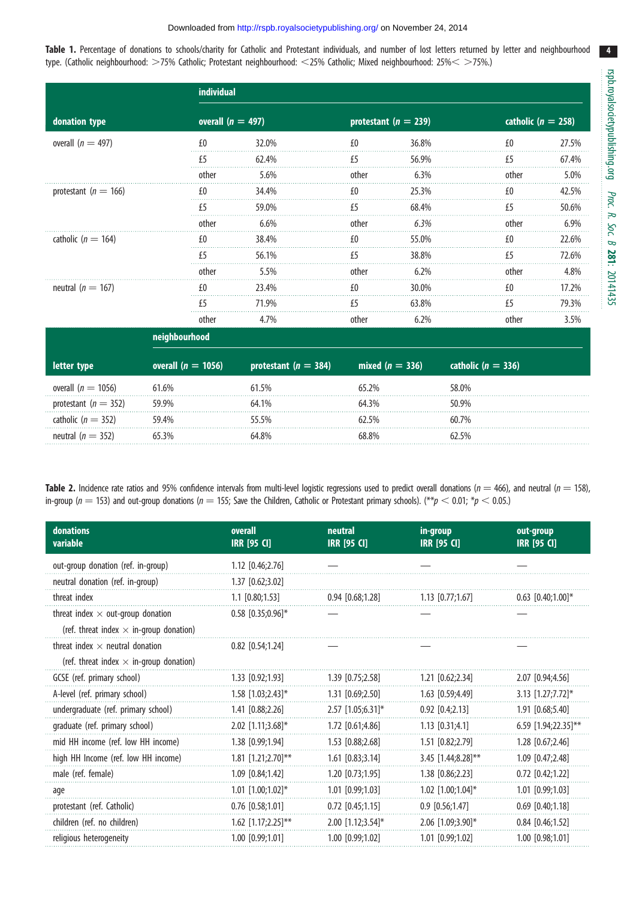**Table 1.** Percentage of donations to schools/charity for Catholic and Protestant individuals, and number of lost letters returned by letter and neighbourhood type. (Catholic neighbourhood: >75% Catholic; Protestant neighbourhood: <25% Catholic; Mixed neighbourhood: 25%< >75%.)

| | individual | | | | | |
|---|---|---|---|---|---|---|
| **donation type** | **overall** ($n$ = 497) | | **protestant** ($n$ = 239) | | **catholic** ($n$ = 258) | |
| overall ($n$ = 497) | £0 | 32.0% | £0 | 36.8% | £0 | 27.5% |
| | £5 | 62.4% | £5 | 56.9% | £5 | 67.4% |
| | other | 5.6% | other | 6.3% | other | 5.0% |
| protestant ($n$ = 166) | £0 | 34.4% | £0 | 25.3% | £0 | 42.5% |
| | £5 | 59.0% | £5 | 68.4% | £5 | 50.6% |
| | other | 6.6% | other | *6.3%* | other | 6.9% |
| catholic ($n$ = 164) | £0 | 38.4% | £0 | 55.0% | £0 | 22.6% |
| | £5 | 56.1% | £5 | 38.8% | £5 | 72.6% |
| | other | 5.5% | other | 6.2% | other | 4.8% |
| neutral ($n$ = 167) | £0 | 23.4% | £0 | 30.0% | £0 | 17.2% |
| | £5 | 71.9% | £5 | 63.8% | £5 | 79.3% |
| | other | 4.7% | other | 6.2% | other | 3.5% |

| | neighbourhood | | | |
|---|---|---|---|---|
| **letter type** | **overall** ($n$ = 1056) | **protestant** ($n$ = 384) | **mixed** ($n$ = 336) | **catholic** ($n$ = 336) |
| overall ($n$ = 1056) | 61.6% | 61.5% | 65.2% | 58.0% |
| protestant ($n$ = 352) | 59.9% | 64.1% | 64.3% | 50.9% |
| catholic ($n$ = 352) | 59.4% | 55.5% | 62.5% | 60.7% |
| neutral ($n$ = 352) | 65.3% | 64.8% | 68.8% | 62.5% |

**Table 2.** Incidence rate ratios and 95% confidence intervals from multi-level logistic regressions used to predict overall donations ($n$ = 466), and neutral ($n$ = 158), in-group ($n$ = 153) and out-group donations ($n$ = 155; Save the Children, Catholic or Protestant primary schools). (** $p$ < 0.01; * $p$ < 0.05.)

| donations variable | overall IRR [95 CI] | neutral IRR [95 CI] | in-group IRR [95 CI] | out-group IRR [95 CI] |
|---|---|---|---|---|
| out-group donation (ref. in-group) | 1.12 [0.46;2.76] | — | — | — |
| neutral donation (ref. in-group) | 1.37 [0.62;3.02] | | | |
| threat index | 1.1 [0.80;1.53] | 0.94 [0.68;1.28] | 1.13 [0.77;1.67] | 0.63 [0.40;1.00]* |
| threat index × out-group donation (ref. threat index × in-group donation) | 0.58 [0.35;0.96]* | — | — | — |
| threat index × neutral donation (ref. threat index × in-group donation) | 0.82 [0.54;1.24] | — | — | — |
| GCSE (ref. primary school) | 1.33 [0.92;1.93] | 1.39 [0.75;2.58] | 1.21 [0.62;2.34] | 2.07 [0.94;4.56] |
| A-level (ref. primary school) | 1.58 [1.03;2.43]* | 1.31 [0.69;2.50] | 1.63 [0.59;4.49] | 3.13 [1.27;7.72]* |
| undergraduate (ref. primary school) | 1.41 [0.88;2.26] | 2.57 [1.05;6.31]* | 0.92 [0.4;2.13] | 1.91 [0.68;5.40] |
| graduate (ref. primary school) | 2.02 [1.11;3.68]* | 1.72 [0.61;4.86] | 1.13 [0.31;4.1] | 6.59 [1.94;22.35]** |
| mid HH income (ref. low HH income) | 1.38 [0.99;1.94] | 1.53 [0.88;2.68] | 1.51 [0.82;2.79] | 1.28 [0.67;2.46] |
| high HH Income (ref. low HH income) | 1.81 [1.21;2.70]** | 1.61 [0.83;3.14] | 3.45 [1.44;8.28]** | 1.09 [0.47;2.48] |
| male (ref. female) | 1.09 [0.84;1.42] | 1.20 [0.73;1.95] | 1.38 [0.86;2.23] | 0.72 [0.42;1.22] |
| age | 1.01 [1.00;1.02]* | 1.01 [0.99;1.03] | 1.02 [1.00;1.04]* | 1.01 [0.99;1.03] |
| protestant (ref. Catholic) | 0.76 [0.58;1.01] | 0.72 [0.45;1.15] | 0.9 [0.56;1.47] | 0.69 [0.40;1.18] |
| children (ref. no children) | 1.62 [1.17;2.25]** | 2.00 [1.12;3.54]* | 2.06 [1.09;3.90]* | 0.84 [0.46;1.52] |
| religious heterogeneity | 1.00 [0.99;1.01] | 1.00 [0.99;1.02] | 1.01 [0.99;1.02] | 1.00 [0.98;1.01] |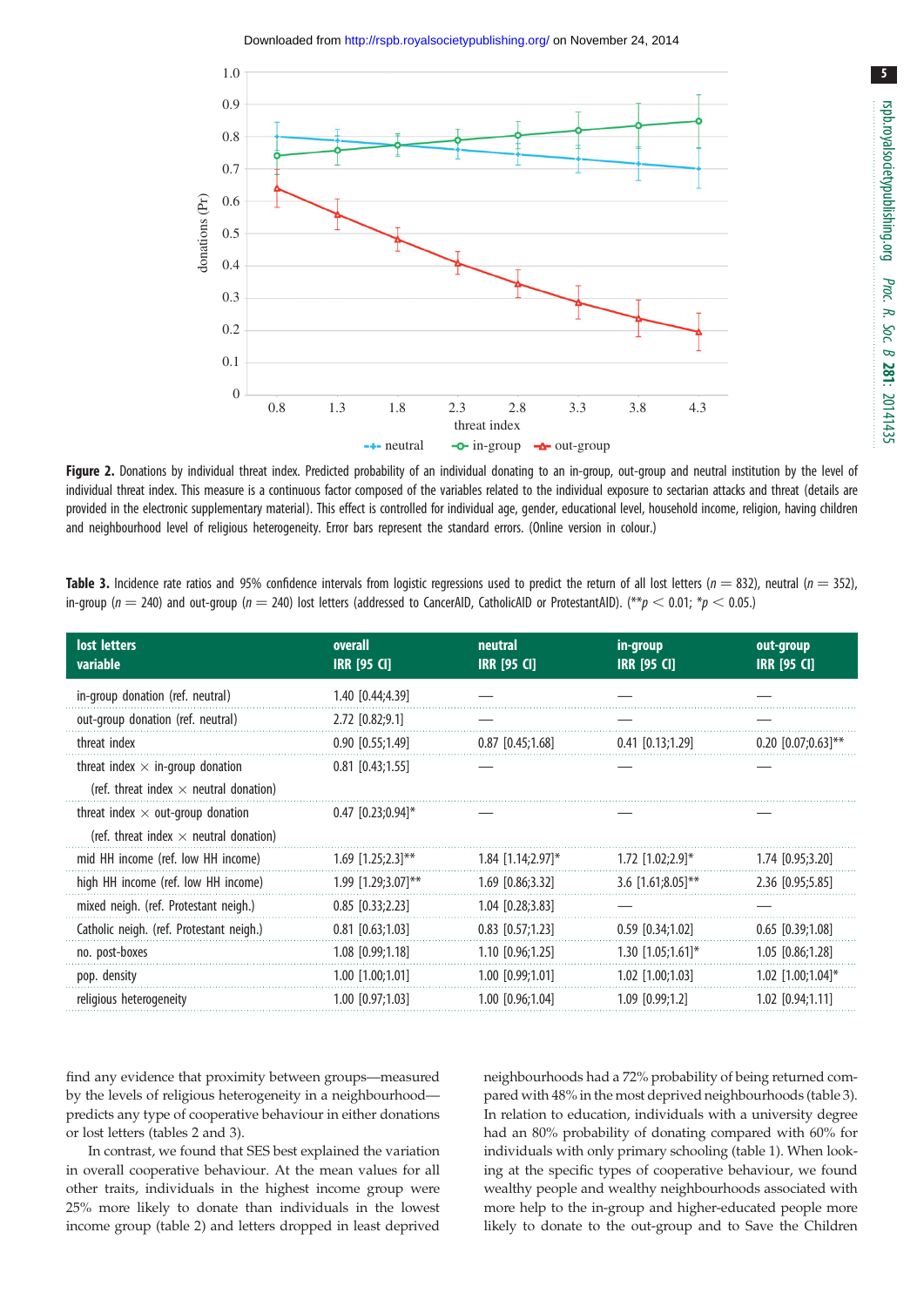**Figure 2.** Donations by individual threat index. Predicted probability of an individual donating to an in-group, out-group and neutral institution by the level of individual threat index. This measure is a continuous factor composed of the variables related to the individual exposure to sectarian attacks and threat (details are provided in the electronic supplementary material). This effect is controlled for individual age, gender, educational level, household income, religion, having children and neighbourhood level of religious heterogeneity. Error bars represent the standard errors. (Online version in colour.)

**Table 3.** Incidence rate ratios and 95% confidence intervals from logistic regressions used to predict the return of all lost letters ($n = 832$), neutral ($n = 352$), in-group ($n = 240$) and out-group ($n = 240$) lost letters (addressed to CancerAID, CatholicAID or ProtestantAID). (** $p < 0.01$; * $p < 0.05$.)

| lost letters variable | overall IRR [95 CI] | neutral IRR [95 CI] | in-group IRR [95 CI] | out-group IRR [95 CI] |
|---|---|---|---|---|
| in-group donation (ref. neutral) | 1.40 [0.44;4.39] | — | — | — |
| out-group donation (ref. neutral) | 2.72 [0.82;9.1] | — | — | — |
| threat index | 0.90 [0.55;1.49] | 0.87 [0.45;1.68] | 0.41 [0.13;1.29] | 0.20 [0.07;0.63]** |
| threat index × in-group donation (ref. threat index × neutral donation) | 0.81 [0.43;1.55] | — | — | — |
| threat index × out-group donation (ref. threat index × neutral donation) | 0.47 [0.23;0.94]* | — | — | — |
| mid HH income (ref. low HH income) | 1.69 [1.25;2.3]** | 1.84 [1.14;2.97]* | 1.72 [1.02;2.9]* | 1.74 [0.95;3.20] |
| high HH income (ref. low HH income) | 1.99 [1.29;3.07]** | 1.69 [0.86;3.32] | 3.6 [1.61;8.05]** | 2.36 [0.95;5.85] |
| mixed neigh. (ref. Protestant neigh.) | 0.85 [0.33;2.23] | 1.04 [0.28;3.83] | — | — |
| Catholic neigh. (ref. Protestant neigh.) | 0.81 [0.63;1.03] | 0.83 [0.57;1.23] | 0.59 [0.34;1.02] | 0.65 [0.39;1.08] |
| no. post-boxes | 1.08 [0.99;1.18] | 1.10 [0.96;1.25] | 1.30 [1.05;1.61]* | 1.05 [0.86;1.28] |
| pop. density | 1.00 [1.00;1.01] | 1.00 [0.99;1.01] | 1.02 [1.00;1.03] | 1.02 [1.00;1.04]* |
| religious heterogeneity | 1.00 [0.97;1.03] | 1.00 [0.96;1.04] | 1.09 [0.99;1.2] | 1.02 [0.94;1.11] |

find any evidence that proximity between groups—measured by the levels of religious heterogeneity in a neighbourhood—predicts any type of cooperative behaviour in either donations or lost letters (tables 2 and 3).

In contrast, we found that SES best explained the variation in overall cooperative behaviour. At the mean values for all other traits, individuals in the highest income group were 25% more likely to donate than individuals in the lowest income group (table 2) and letters dropped in least deprived neighbourhoods had a 72% probability of being returned compared with 48% in the most deprived neighbourhoods (table 3). In relation to education, individuals with a university degree had an 80% probability of donating compared with 60% for individuals with only primary schooling (table 1). When looking at the specific types of cooperative behaviour, we found wealthy people and wealthy neighbourhoods associated with more help to the in-group and higher-educated people more likely to donate to the out-group and to Save the Children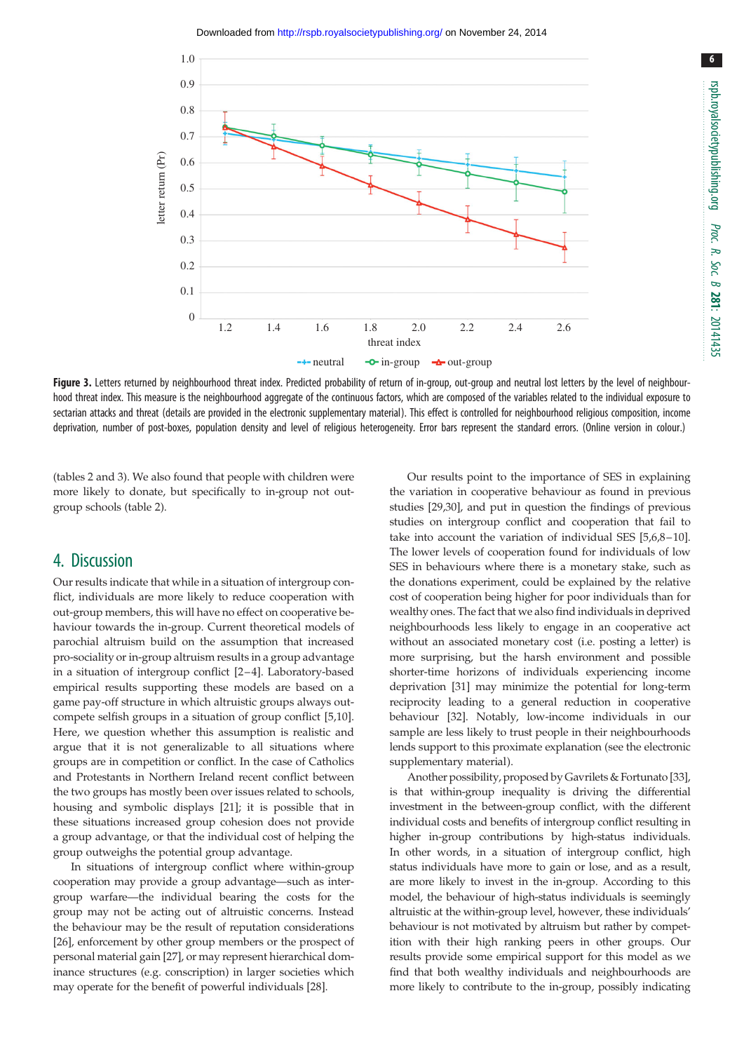**Figure 3.** Letters returned by neighbourhood threat index. Predicted probability of return of in-group, out-group and neutral lost letters by the level of neighbourhood threat index. This measure is the neighbourhood aggregate of the continuous factors, which are composed of the variables related to the individual exposure to sectarian attacks and threat (details are provided in the electronic supplementary material). This effect is controlled for neighbourhood religious composition, income deprivation, number of post-boxes, population density and level of religious heterogeneity. Error bars represent the standard errors. (Online version in colour.)

(tables 2 and 3). We also found that people with children were more likely to donate, but specifically to in-group not out-group schools (table 2).

## 4. Discussion

Our results indicate that while in a situation of intergroup conflict, individuals are more likely to reduce cooperation with out-group members, this will have no effect on cooperative behaviour towards the in-group. Current theoretical models of parochial altruism build on the assumption that increased pro-sociality or in-group altruism results in a group advantage in a situation of intergroup conflict [2–4]. Laboratory-based empirical results supporting these models are based on a game pay-off structure in which altruistic groups always outcompete selfish groups in a situation of group conflict [5,10]. Here, we question whether this assumption is realistic and argue that it is not generalizable to all situations where groups are in competition or conflict. In the case of Catholics and Protestants in Northern Ireland recent conflict between the two groups has mostly been over issues related to schools, housing and symbolic displays [21]; it is possible that in these situations increased group cohesion does not provide a group advantage, or that the individual cost of helping the group outweighs the potential group advantage.

In situations of intergroup conflict where within-group cooperation may provide a group advantage—such as intergroup warfare—the individual bearing the costs for the group may not be acting out of altruistic concerns. Instead the behaviour may be the result of reputation considerations [26], enforcement by other group members or the prospect of personal material gain [27], or may represent hierarchical dominance structures (e.g. conscription) in larger societies which may operate for the benefit of powerful individuals [28].

Our results point to the importance of SES in explaining the variation in cooperative behaviour as found in previous studies [29,30], and put in question the findings of previous studies on intergroup conflict and cooperation that fail to take into account the variation of individual SES [5,6,8–10]. The lower levels of cooperation found for individuals of low SES in behaviours where there is a monetary stake, such as the donations experiment, could be explained by the relative cost of cooperation being higher for poor individuals than for wealthy ones. The fact that we also find individuals in deprived neighbourhoods less likely to engage in an cooperative act without an associated monetary cost (i.e. posting a letter) is more surprising, but the harsh environment and possible shorter-time horizons of individuals experiencing income deprivation [31] may minimize the potential for long-term reciprocity leading to a general reduction in cooperative behaviour [32]. Notably, low-income individuals in our sample are less likely to trust people in their neighbourhoods lends support to this proximate explanation (see the electronic supplementary material).

Another possibility, proposed by Gavrilets & Fortunato [33], is that within-group inequality is driving the differential investment in the between-group conflict, with the different individual costs and benefits of intergroup conflict resulting in higher in-group contributions by high-status individuals. In other words, in a situation of intergroup conflict, high status individuals have more to gain or lose, and as a result, are more likely to invest in the in-group. According to this model, the behaviour of high-status individuals is seemingly altruistic at the within-group level, however, these individuals' behaviour is not motivated by altruism but rather by competition with their high ranking peers in other groups. Our results provide some empirical support for this model as we find that both wealthy individuals and neighbourhoods are more likely to contribute to the in-group, possibly indicating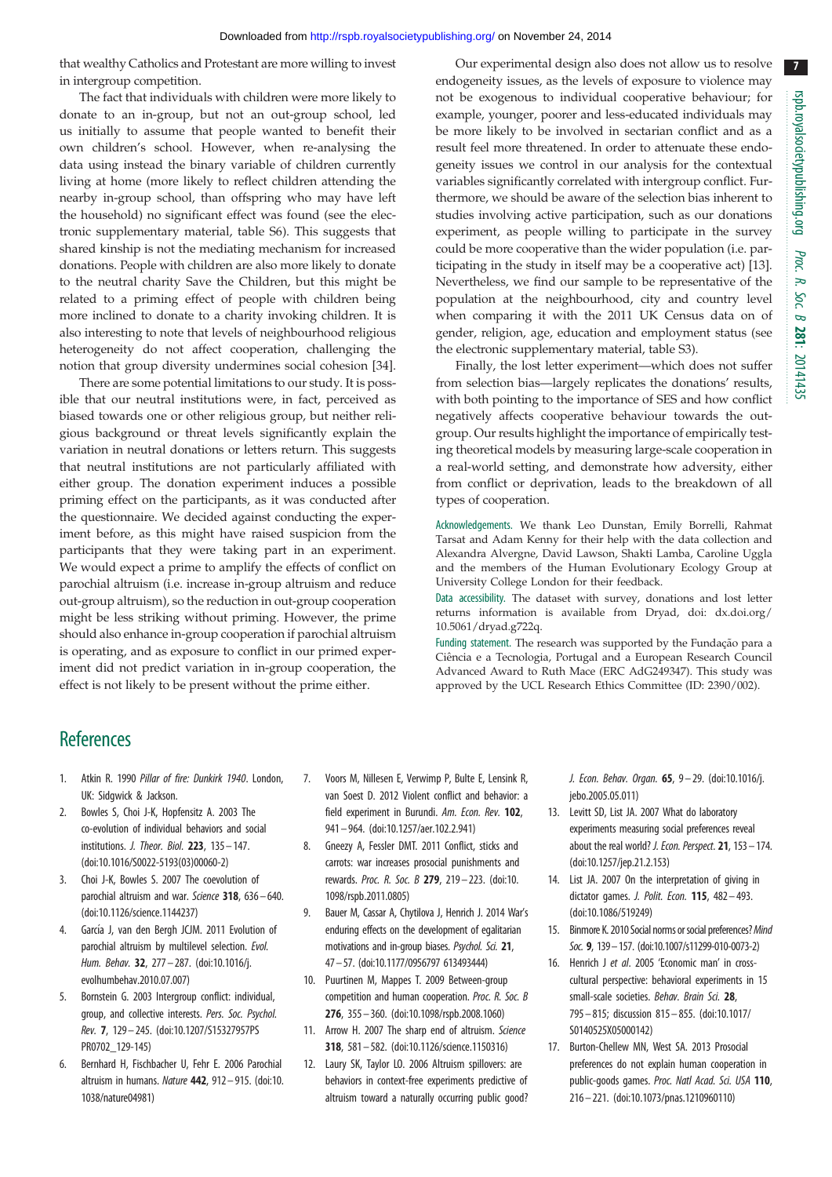that wealthy Catholics and Protestant are more willing to invest in intergroup competition.

The fact that individuals with children were more likely to donate to an in-group, but not an out-group school, led us initially to assume that people wanted to benefit their own children's school. However, when re-analysing the data using instead the binary variable of children currently living at home (more likely to reflect children attending the nearby in-group school, than offspring who may have left the household) no significant effect was found (see the electronic supplementary material, table S6). This suggests that shared kinship is not the mediating mechanism for increased donations. People with children are also more likely to donate to the neutral charity Save the Children, but this might be related to a priming effect of people with children being more inclined to donate to a charity invoking children. It is also interesting to note that levels of neighbourhood religious heterogeneity do not affect cooperation, challenging the notion that group diversity undermines social cohesion [34].

There are some potential limitations to our study. It is possible that our neutral institutions were, in fact, perceived as biased towards one or other religious group, but neither religious background or threat levels significantly explain the variation in neutral donations or letters return. This suggests that neutral institutions are not particularly affiliated with either group. The donation experiment induces a possible priming effect on the participants, as it was conducted after the questionnaire. We decided against conducting the experiment before, as this might have raised suspicion from the participants that they were taking part in an experiment. We would expect a prime to amplify the effects of conflict on parochial altruism (i.e. increase in-group altruism and reduce out-group altruism), so the reduction in out-group cooperation might be less striking without priming. However, the prime should also enhance in-group cooperation if parochial altruism is operating, and as exposure to conflict in our primed experiment did not predict variation in in-group cooperation, the effect is not likely to be present without the prime either.

Our experimental design also does not allow us to resolve endogeneity issues, as the levels of exposure to violence may not be exogenous to individual cooperative behaviour; for example, younger, poorer and less-educated individuals may be more likely to be involved in sectarian conflict and as a result feel more threatened. In order to attenuate these endogeneity issues we control in our analysis for the contextual variables significantly correlated with intergroup conflict. Furthermore, we should be aware of the selection bias inherent to studies involving active participation, such as our donations experiment, as people willing to participate in the survey could be more cooperative than the wider population (i.e. participating in the study in itself may be a cooperative act) [13]. Nevertheless, we find our sample to be representative of the population at the neighbourhood, city and country level when comparing it with the 2011 UK Census data on of gender, religion, age, education and employment status (see the electronic supplementary material, table S3).

Finally, the lost letter experiment—which does not suffer from selection bias—largely replicates the donations' results, with both pointing to the importance of SES and how conflict negatively affects cooperative behaviour towards the out-group. Our results highlight the importance of empirically testing theoretical models by measuring large-scale cooperation in a real-world setting, and demonstrate how adversity, either from conflict or deprivation, leads to the breakdown of all types of cooperation.

Acknowledgements. We thank Leo Dunstan, Emily Borrelli, Rahmat Tarsat and Adam Kenny for their help with the data collection and Alexandra Alvergne, David Lawson, Shakti Lamba, Caroline Uggla and the members of the Human Evolutionary Ecology Group at University College London for their feedback.

Data accessibility. The dataset with survey, donations and lost letter returns information is available from Dryad, doi: dx.doi.org/10.5061/dryad.g722q.

Funding statement. The research was supported by the Fundação para a Ciência e a Tecnologia, Portugal and a European Research Council Advanced Award to Ruth Mace (ERC AdG249347). This study was approved by the UCL Research Ethics Committee (ID: 2390/002).

## References

1. Atkin R. 1990 *Pillar of fire: Dunkirk 1940*. London, UK: Sidgwick & Jackson.
2. Bowles S, Choi J-K, Hopfensitz A. 2003 The co-evolution of individual behaviors and social institutions. *J. Theor. Biol.* **223**, 135–147. (doi:10.1016/S0022-5193(03)00060-2)
3. Choi J-K, Bowles S. 2007 The coevolution of parochial altruism and war. *Science* **318**, 636–640. (doi:10.1126/science.1144237)
4. García J, van den Bergh JCJM. 2011 Evolution of parochial altruism by multilevel selection. *Evol. Hum. Behav.* **32**, 277–287. (doi:10.1016/j.evolhumbehav.2010.07.007)
5. Bornstein G. 2003 Intergroup conflict: individual, group, and collective interests. *Pers. Soc. Psychol. Rev.* **7**, 129–245. (doi:10.1207/S15327957PSPR0702_129-145)
6. Bernhard H, Fischbacher U, Fehr E. 2006 Parochial altruism in humans. *Nature* **442**, 912–915. (doi:10.1038/nature04981)
7. Voors M, Nillesen E, Verwimp P, Bulte E, Lensink R, van Soest D. 2012 Violent conflict and behavior: a field experiment in Burundi. *Am. Econ. Rev.* **102**, 941–964. (doi:10.1257/aer.102.2.941)
8. Gneezy A, Fessler DMT. 2011 Conflict, sticks and carrots: war increases prosocial punishments and rewards. *Proc. R. Soc. B* **279**, 219–223. (doi:10.1098/rspb.2011.0805)
9. Bauer M, Cassar A, Chytilova J, Henrich J. 2014 War's enduring effects on the development of egalitarian motivations and in-group biases. *Psychol. Sci.* **21**, 47–57. (doi:10.1177/0956797 613493444)
10. Puurtinen M, Mappes T. 2009 Between-group competition and human cooperation. *Proc. R. Soc. B* **276**, 355–360. (doi:10.1098/rspb.2008.1060)
11. Arrow H. 2007 The sharp end of altruism. *Science* **318**, 581–582. (doi:10.1126/science.1150316)
12. Laury SK, Taylor LO. 2006 Altruism spillovers: are behaviors in context-free experiments predictive of altruism toward a naturally occurring public good? *J. Econ. Behav. Organ.* **65**, 9–29. (doi:10.1016/j.jebo.2005.05.011)
13. Levitt SD, List JA. 2007 What do laboratory experiments measuring social preferences reveal about the real world? *J. Econ. Perspect.* **21**, 153–174. (doi:10.1257/jep.21.2.153)
14. List JA. 2007 On the interpretation of giving in dictator games. *J. Polit. Econ.* **115**, 482–493. (doi:10.1086/519249)
15. Binmore K. 2010 Social norms or social preferences? *Mind Soc.* **9**, 139–157. (doi:10.1007/s11299-010-0073-2)
16. Henrich J *et al.* 2005 'Economic man' in cross-cultural perspective: behavioral experiments in 15 small-scale societies. *Behav. Brain Sci.* **28**, 795–815; discussion 815–855. (doi:10.1017/S0140525X05000142)
17. Burton-Chellew MN, West SA. 2013 Prosocial preferences do not explain human cooperation in public-goods games. *Proc. Natl Acad. Sci. USA* **110**, 216–221. (doi:10.1073/pnas.1210960110)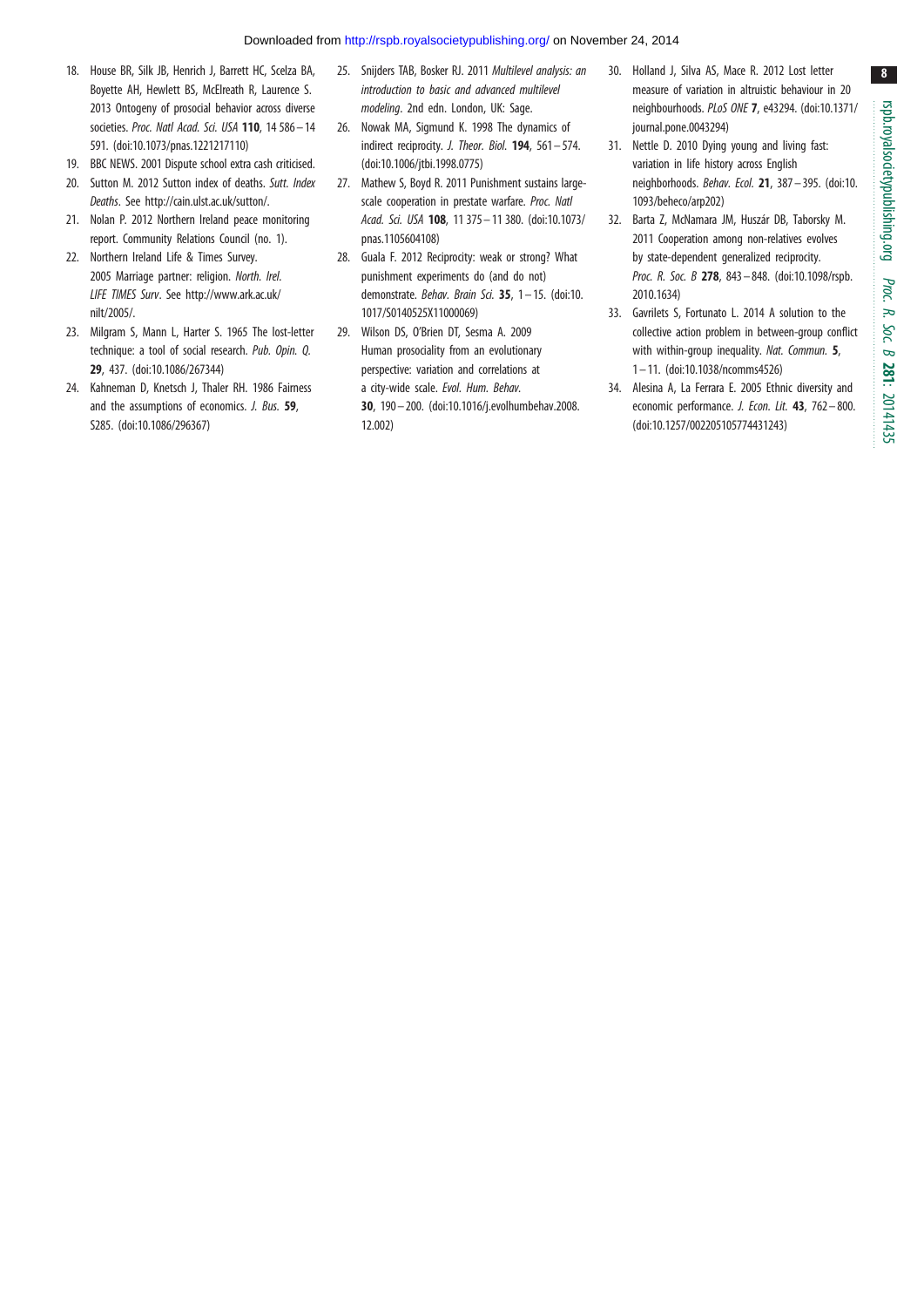18. House BR, Silk JB, Henrich J, Barrett HC, Scelza BA, Boyette AH, Hewlett BS, McElreath R, Laurence S. 2013 Ontogeny of prosocial behavior across diverse societies. *Proc. Natl Acad. Sci. USA* **110**, 14 586 – 14 591. (doi:10.1073/pnas.1221217110)
19. BBC NEWS. 2001 Dispute school extra cash criticised.
20. Sutton M. 2012 Sutton index of deaths. *Sutt. Index Deaths*. See http://cain.ulst.ac.uk/sutton/.
21. Nolan P. 2012 Northern Ireland peace monitoring report. Community Relations Council (no. 1).
22. Northern Ireland Life & Times Survey. 2005 Marriage partner: religion. *North. Irel. LIFE TIMES Surv*. See http://www.ark.ac.uk/nilt/2005/.
23. Milgram S, Mann L, Harter S. 1965 The lost-letter technique: a tool of social research. *Pub. Opin. Q.* **29**, 437. (doi:10.1086/267344)
24. Kahneman D, Knetsch J, Thaler RH. 1986 Fairness and the assumptions of economics. *J. Bus.* **59**, S285. (doi:10.1086/296367)
25. Snijders TAB, Bosker RJ. 2011 *Multilevel analysis: an introduction to basic and advanced multilevel modeling*. 2nd edn. London, UK: Sage.
26. Nowak MA, Sigmund K. 1998 The dynamics of indirect reciprocity. *J. Theor. Biol.* **194**, 561 – 574. (doi:10.1006/jtbi.1998.0775)
27. Mathew S, Boyd R. 2011 Punishment sustains large-scale cooperation in prestate warfare. *Proc. Natl Acad. Sci. USA* **108**, 11 375 – 11 380. (doi:10.1073/pnas.1105604108)
28. Guala F. 2012 Reciprocity: weak or strong? What punishment experiments do (and do not) demonstrate. *Behav. Brain Sci.* **35**, 1 – 15. (doi:10.1017/S0140525X11000069)
29. Wilson DS, O'Brien DT, Sesma A. 2009 Human prosociality from an evolutionary perspective: variation and correlations at a city-wide scale. *Evol. Hum. Behav.* **30**, 190 – 200. (doi:10.1016/j.evolhumbehav.2008.12.002)
30. Holland J, Silva AS, Mace R. 2012 Lost letter measure of variation in altruistic behaviour in 20 neighbourhoods. *PLoS ONE* **7**, e43294. (doi:10.1371/journal.pone.0043294)
31. Nettle D. 2010 Dying young and living fast: variation in life history across English neighborhoods. *Behav. Ecol.* **21**, 387 – 395. (doi:10.1093/beheco/arp202)
32. Barta Z, McNamara JM, Huszár DB, Taborsky M. 2011 Cooperation among non-relatives evolves by state-dependent generalized reciprocity. *Proc. R. Soc. B* **278**, 843 – 848. (doi:10.1098/rspb.2010.1634)
33. Gavrilets S, Fortunato L. 2014 A solution to the collective action problem in between-group conflict with within-group inequality. *Nat. Commun.* **5**, 1 – 11. (doi:10.1038/ncomms4526)
34. Alesina A, La Ferrara E. 2005 Ethnic diversity and economic performance. *J. Econ. Lit.* **43**, 762 – 800. (doi:10.1257/002205105774431243)